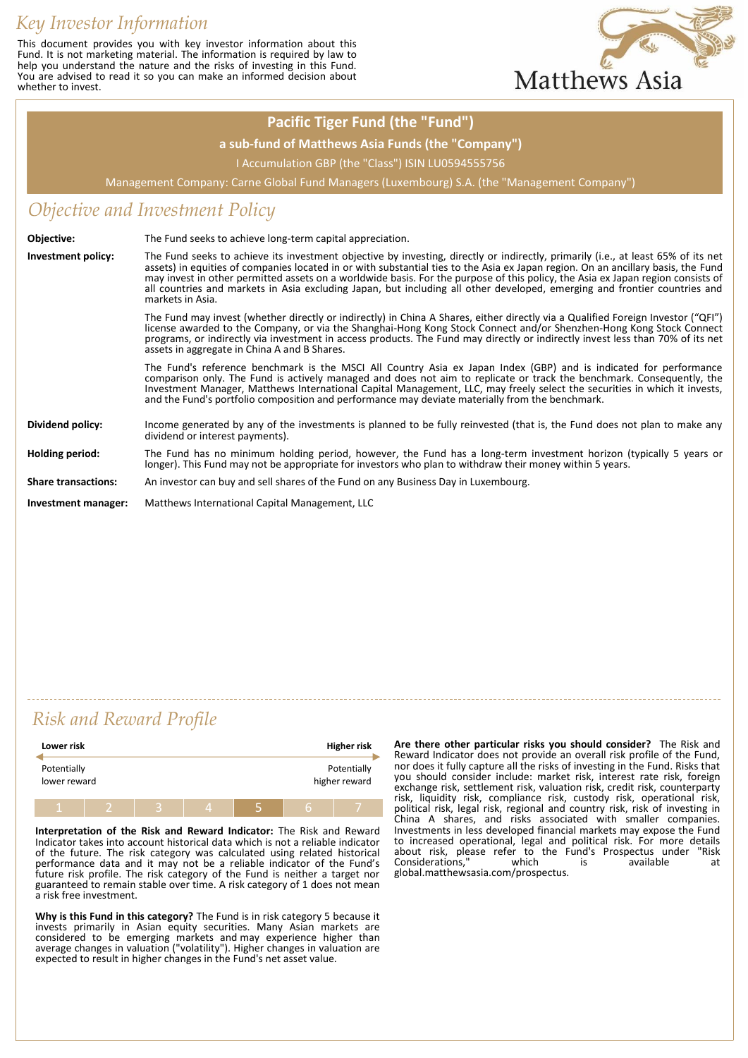# Key Investor Information

This document provides you with key investor information about this Fund. It is not marketing material. The information is required by law to help you understand the nature and the risks of investing in this Fund. You are advised to read it so you can make an informed decision about whether to invest.

Matthews Asia

## Pacific Tiger Fund (the "Fund")

**a sub-fund of Matthews Asia Funds (the "Company")**

I Accumulation GBP (the "Class") ISIN LU0594555756

Management Company: Carne Global Fund Managers (Luxembourg) S.A. (the "Management Company")

## Objective and Investment Policy

**Objective:** The Fund seeks to achieve long-term capital appreciation.

**Investment policy:** The Fund seeks to achieve its investment objective by investing, directly or indirectly, primarily (i.e., at least 65% of its net assets) in equities of companies located in or with substantial ties to the Asia ex Japan region. On an ancillary basis, the Fund may invest in other permitted assets on a worldwide basis. For the purpose of this policy, the Asia ex Japan region consists of all countries and markets in Asia excluding Japan, but including all other developed, emerging and frontier countries and markets in Asia.

The Fund may invest (whether directly or indirectly) in China A Shares, either directly via a Qualified Foreign Investor ("QFI") license awarded to the Company, or via the Shanghai-Hong Kong Stock Connect and/or Shenzhen-Hong Kong Stock Connect programs, or indirectly via investment in access products. The Fund may directly or indirectly invest less than 70% of its net assets in aggregate in China A and B Shares.

The Fund's reference benchmark is the MSCI All Country Asia ex Japan Index (GBP) and is indicated for performance comparison only. The Fund is actively managed and does not aim to replicate or track the benchmark. Consequently, the Investment Manager, Matthews International Capital Management, LLC, may freely select the securities in which it invests, and the Fund's portfolio composition and performance may deviate materially from the benchmark.

**Dividend policy:** Income generated by any of the investments is planned to be fully reinvested (that is, the Fund does not plan to make any dividend or interest payments).

**Holding period:** The Fund has no minimum holding period, however, the Fund has a long-term investment horizon (typically 5 years or longer). This Fund may not be appropriate for investors who plan to withdraw their money within 5 years.

**Share transactions:** An investor can buy and sell shares of the Fund on any Business Day in Luxembourg.

**Investment manager:** Matthews International Capital Management, LLC

## Risk and Reward Profile

**Lower risk** — **Higher risk**

Potentially lower reward — Potentially higher reward

1 | 2 | 3 | 4 | **5** | 6 | 7

**Interpretation of the Risk and Reward Indicator:** The Risk and Reward Indicator takes into account historical data which is not a reliable indicator of the future. The risk category was calculated using related historical performance data and it may not be a reliable indicator of the Fund's future risk profile. The risk category of the Fund is neither a target nor guaranteed to remain stable over time. A risk category of 1 does not mean a risk free investment.

**Why is this Fund in this category?** The Fund is in risk category 5 because it invests primarily in Asian equity securities. Many Asian markets are considered to be emerging markets and may experience higher than average changes in valuation ("volatility"). Higher changes in valuation are expected to result in higher changes in the Fund's net asset value.

**Are there other particular risks you should consider?** The Risk and Reward Indicator does not provide an overall risk profile of the Fund, nor does it fully capture all the risks of investing in the Fund. Risks that you should consider include: market risk, interest rate risk, foreign exchange risk, settlement risk, valuation risk, credit risk, counterparty risk, liquidity risk, compliance risk, custody risk, operational risk, political risk, legal risk, regional and country risk, risk of investing in China A shares, and risks associated with smaller companies. Investments in less developed financial markets may expose the Fund to increased operational, legal and political risk. For more details about risk, please refer to the Fund's Prospectus under "Risk Considerations," which is available at global.matthewsasia.com/prospectus.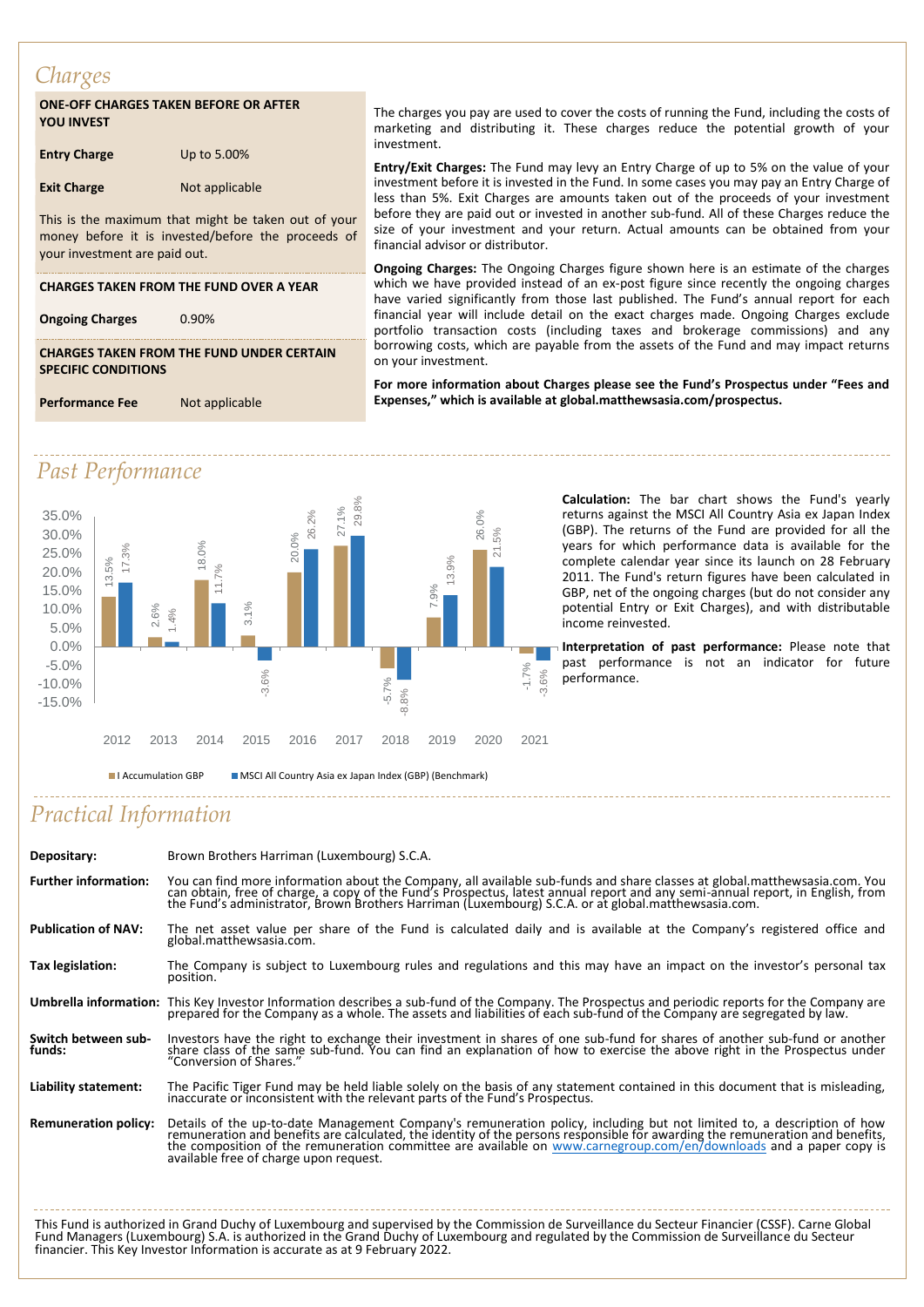## Charges

**ONE-OFF CHARGES TAKEN BEFORE OR AFTER YOU INVEST**

| | |
|---|---|
| **Entry Charge** | Up to 5.00% |
| **Exit Charge** | Not applicable |

This is the maximum that might be taken out of your money before it is invested/before the proceeds of your investment are paid out.

**CHARGES TAKEN FROM THE FUND OVER A YEAR**

| | |
|---|---|
| **Ongoing Charges** | 0.90% |

**CHARGES TAKEN FROM THE FUND UNDER CERTAIN SPECIFIC CONDITIONS**

| | |
|---|---|
| **Performance Fee** | Not applicable |

The charges you pay are used to cover the costs of running the Fund, including the costs of marketing and distributing it. These charges reduce the potential growth of your investment.

**Entry/Exit Charges:** The Fund may levy an Entry Charge of up to 5% on the value of your investment before it is invested in the Fund. In some cases you may pay an Entry Charge of less than 5%. Exit Charges are amounts taken out of the proceeds of your investment before they are paid out or invested in another sub-fund. All of these Charges reduce the size of your investment and your return. Actual amounts can be obtained from your financial advisor or distributor.

**Ongoing Charges:** The Ongoing Charges figure shown here is an estimate of the charges which we have provided instead of an ex-post figure since recently the ongoing charges have varied significantly from those last published. The Fund's annual report for each financial year will include detail on the exact charges made. Ongoing Charges exclude portfolio transaction costs (including taxes and brokerage commissions) and any borrowing costs, which are payable from the assets of the Fund and may impact returns on your investment.

**For more information about Charges please see the Fund's Prospectus under "Fees and Expenses," which is available at global.matthewsasia.com/prospectus.**

## Past Performance

35.0%
30.0%
25.0%
20.0%
15.0%
10.0%
5.0%
0.0%
-5.0%
-10.0%
-15.0%

13.5% 17.3% 2.6% 1.4% 18.0% 11.7% 3.1% -3.6% 20.0% 26.2% 27.1% 29.8% -5.7% -8.8% 7.9% 13.9% 26.0% 21.5% -1.7% -3.6%

2012 2013 2014 2015 2016 2017 2018 2019 2020 2021

I Accumulation GBP
MSCI All Country Asia ex Japan Index (GBP) (Benchmark)

**Calculation:** The bar chart shows the Fund's yearly returns against the MSCI All Country Asia ex Japan Index (GBP). The returns of the Fund are provided for all the years for which performance data is available for the complete calendar year since its launch on 28 February 2011. The Fund's return figures have been calculated in GBP, net of the ongoing charges (but do not consider any potential Entry or Exit Charges), and with distributable income reinvested.

**Interpretation of past performance:** Please note that past performance is not an indicator for future performance.

## Practical Information

| | |
|---|---|
| **Depositary:** | Brown Brothers Harriman (Luxembourg) S.C.A. |
| **Further information:** | You can find more information about the Company, all available sub-funds and share classes at global.matthewsasia.com. You can obtain, free of charge, a copy of the Fund's Prospectus, latest annual report and any semi-annual report, in English, from the Fund's administrator, Brown Brothers Harriman (Luxembourg) S.C.A. or at global.matthewsasia.com. |
| **Publication of NAV:** | The net asset value per share of the Fund is calculated daily and is available at the Company's registered office and global.matthewsasia.com. |
| **Tax legislation:** | The Company is subject to Luxembourg rules and regulations and this may have an impact on the investor's personal tax position. |
| **Umbrella information:** | This Key Investor Information describes a sub-fund of the Company. The Prospectus and periodic reports for the Company are prepared for the Company as a whole. The assets and liabilities of each sub-fund of the Company are segregated by law. |
| **Switch between sub-funds:** | Investors have the right to exchange their investment in shares of one sub-fund for shares of another sub-fund or another share class of the same sub-fund. You can find an explanation of how to exercise the above right in the Prospectus under "Conversion of Shares." |
| **Liability statement:** | The Pacific Tiger Fund may be held liable solely on the basis of any statement contained in this document that is misleading, inaccurate or inconsistent with the relevant parts of the Fund's Prospectus. |
| **Remuneration policy:** | Details of the up-to-date Management Company's remuneration policy, including but not limited to, a description of how remuneration and benefits are calculated, the identity of the persons responsible for awarding the remuneration and benefits, the composition of the remuneration committee are available on www.carnegroup.com/en/downloads and a paper copy is available free of charge upon request. |

This Fund is authorized in Grand Duchy of Luxembourg and supervised by the Commission de Surveillance du Secteur Financier (CSSF). Carne Global Fund Managers (Luxembourg) S.A. is authorized in the Grand Duchy of Luxembourg and regulated by the Commission de Surveillance du Secteur financier. This Key Investor Information is accurate as at 9 February 2022.